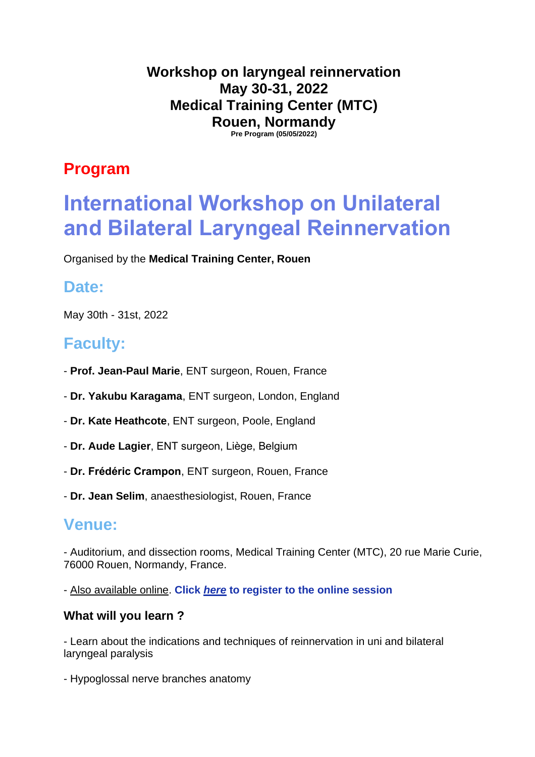**Workshop on laryngeal reinnervation**
**May 30-31, 2022**
**Medical Training Center (MTC)**
**Rouen, Normandy**
**Pre Program (05/05/2022)**

## Program

# International Workshop on Unilateral and Bilateral Laryngeal Reinnervation

Organised by the **Medical Training Center, Rouen**

## Date:

May 30th - 31st, 2022

## Faculty:

- **Prof. Jean-Paul Marie**, ENT surgeon, Rouen, France
- **Dr. Yakubu Karagama**, ENT surgeon, London, England
- **Dr. Kate Heathcote**, ENT surgeon, Poole, England
- **Dr. Aude Lagier**, ENT surgeon, Liège, Belgium
- **Dr. Frédéric Crampon**, ENT surgeon, Rouen, France
- **Dr. Jean Selim**, anaesthesiologist, Rouen, France

## Venue:

- Auditorium, and dissection rooms, Medical Training Center (MTC), 20 rue Marie Curie, 76000 Rouen, Normandy, France.

- Also available online. **Click *here* to register to the online session**

### What will you learn ?

- Learn about the indications and techniques of reinnervation in uni and bilateral laryngeal paralysis

- Hypoglossal nerve branches anatomy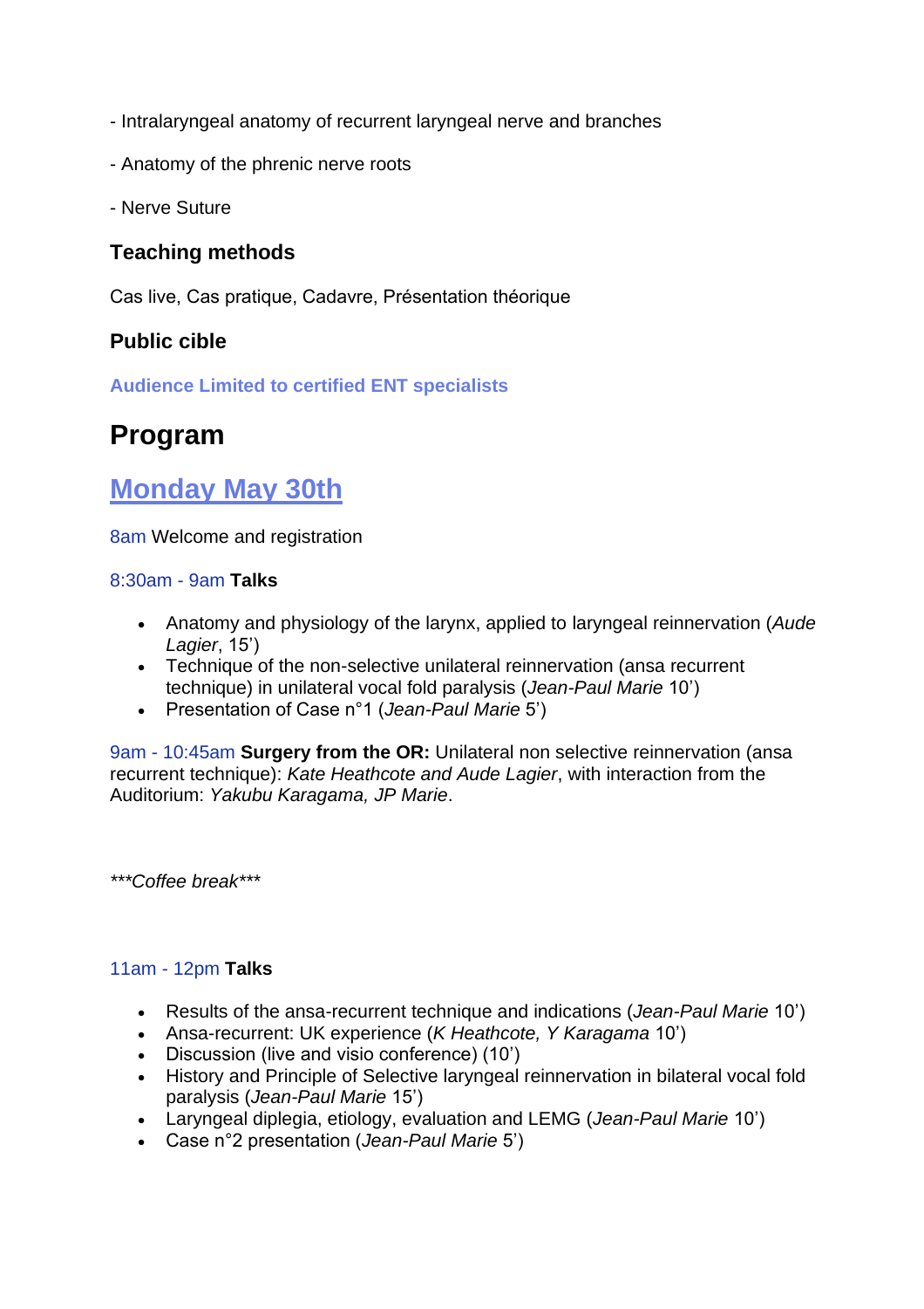- Intralaryngeal anatomy of recurrent laryngeal nerve and branches

- Anatomy of the phrenic nerve roots

- Nerve Suture

### Teaching methods

Cas live, Cas pratique, Cadavre, Présentation théorique

### Public cible

**Audience Limited to certified ENT specialists**

# Program

## Monday May 30th

8am Welcome and registration

8:30am - 9am **Talks**

- Anatomy and physiology of the larynx, applied to laryngeal reinnervation (*Aude Lagier*, 15')
- Technique of the non-selective unilateral reinnervation (ansa recurrent technique) in unilateral vocal fold paralysis (*Jean-Paul Marie* 10')
- Presentation of Case n°1 (*Jean-Paul Marie* 5')

9am - 10:45am **Surgery from the OR:** Unilateral non selective reinnervation (ansa recurrent technique): *Kate Heathcote and Aude Lagier*, with interaction from the Auditorium: *Yakubu Karagama, JP Marie*.

****Coffee break****

11am - 12pm **Talks**

- Results of the ansa-recurrent technique and indications (*Jean-Paul Marie* 10')
- Ansa-recurrent: UK experience (*K Heathcote, Y Karagama* 10')
- Discussion (live and visio conference) (10')
- History and Principle of Selective laryngeal reinnervation in bilateral vocal fold paralysis (*Jean-Paul Marie* 15')
- Laryngeal diplegia, etiology, evaluation and LEMG (*Jean-Paul Marie* 10')
- Case n°2 presentation (*Jean-Paul Marie* 5')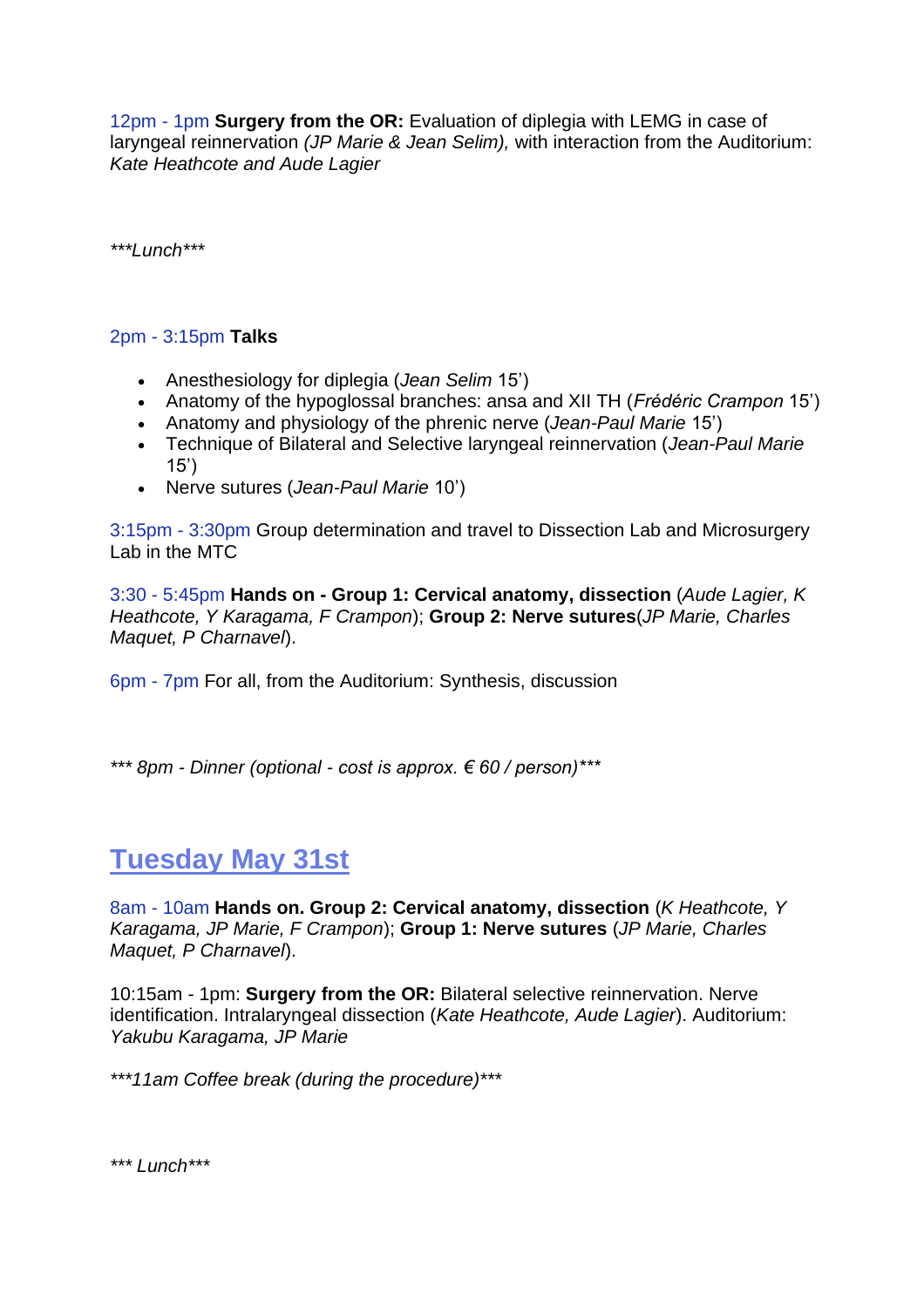12pm - 1pm **Surgery from the OR:** Evaluation of diplegia with LEMG in case of laryngeal reinnervation *(JP Marie & Jean Selim),* with interaction from the Auditorium: *Kate Heathcote and Aude Lagier*

****Lunch****

2pm - 3:15pm **Talks**

- Anesthesiology for diplegia (*Jean Selim* 15')
- Anatomy of the hypoglossal branches: ansa and XII TH (*Frédéric Crampon* 15')
- Anatomy and physiology of the phrenic nerve (*Jean-Paul Marie* 15')
- Technique of Bilateral and Selective laryngeal reinnervation (*Jean-Paul Marie* 15')
- Nerve sutures (*Jean-Paul Marie* 10')

3:15pm - 3:30pm Group determination and travel to Dissection Lab and Microsurgery Lab in the MTC

3:30 - 5:45pm **Hands on - Group 1: Cervical anatomy, dissection** (*Aude Lagier, K Heathcote, Y Karagama, F Crampon*); **Group 2: Nerve sutures**(*JP Marie, Charles Maquet, P Charnavel*).

6pm - 7pm For all, from the Auditorium: Synthesis, discussion

**** 8pm - Dinner (optional - cost is approx. € 60 / person)****

## Tuesday May 31st

8am - 10am **Hands on. Group 2: Cervical anatomy, dissection** (*K Heathcote, Y Karagama, JP Marie, F Crampon*); **Group 1: Nerve sutures** (*JP Marie, Charles Maquet, P Charnavel*).

10:15am - 1pm: **Surgery from the OR:** Bilateral selective reinnervation. Nerve identification. Intralaryngeal dissection (*Kate Heathcote, Aude Lagier*). Auditorium: *Yakubu Karagama, JP Marie*

****11am Coffee break (during the procedure)****

**** Lunch****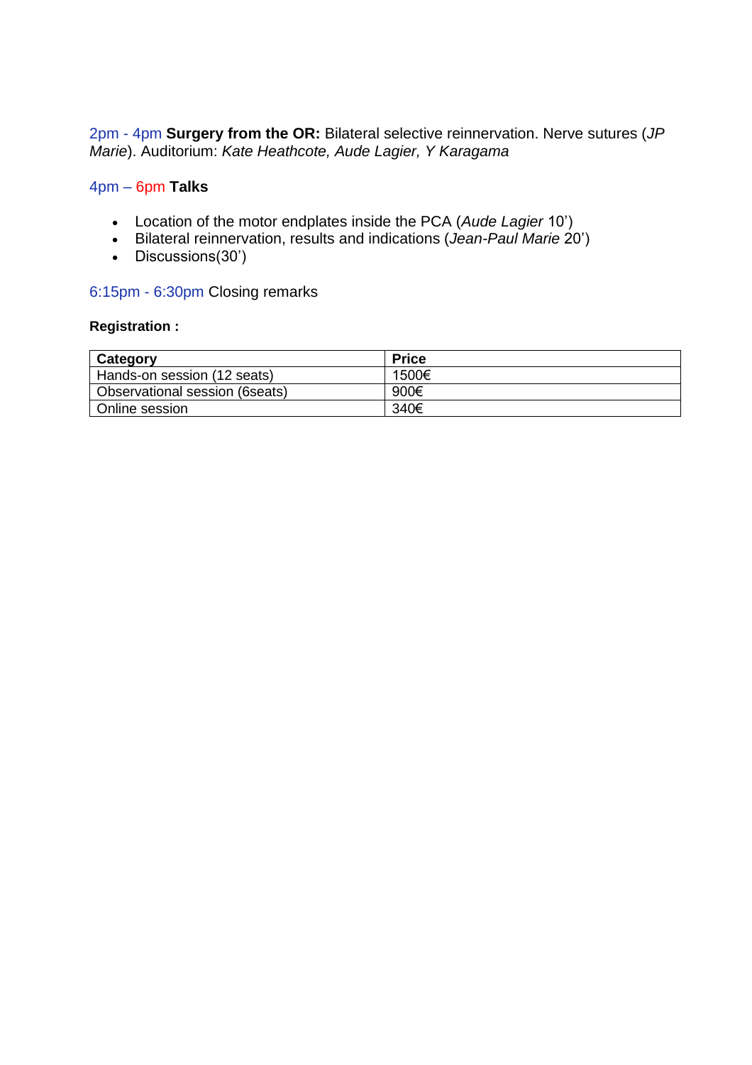2pm - 4pm **Surgery from the OR:** Bilateral selective reinnervation. Nerve sutures (*JP Marie*). Auditorium: *Kate Heathcote, Aude Lagier, Y Karagama*

4pm – 6pm **Talks**

- Location of the motor endplates inside the PCA (*Aude Lagier* 10')
- Bilateral reinnervation, results and indications (*Jean-Paul Marie* 20')
- Discussions(30')

6:15pm - 6:30pm Closing remarks

**Registration :**

| **Category** | **Price** |
|---|---|
| Hands-on session (12 seats) | 1500€ |
| Observational session (6seats) | 900€ |
| Online session | 340€ |